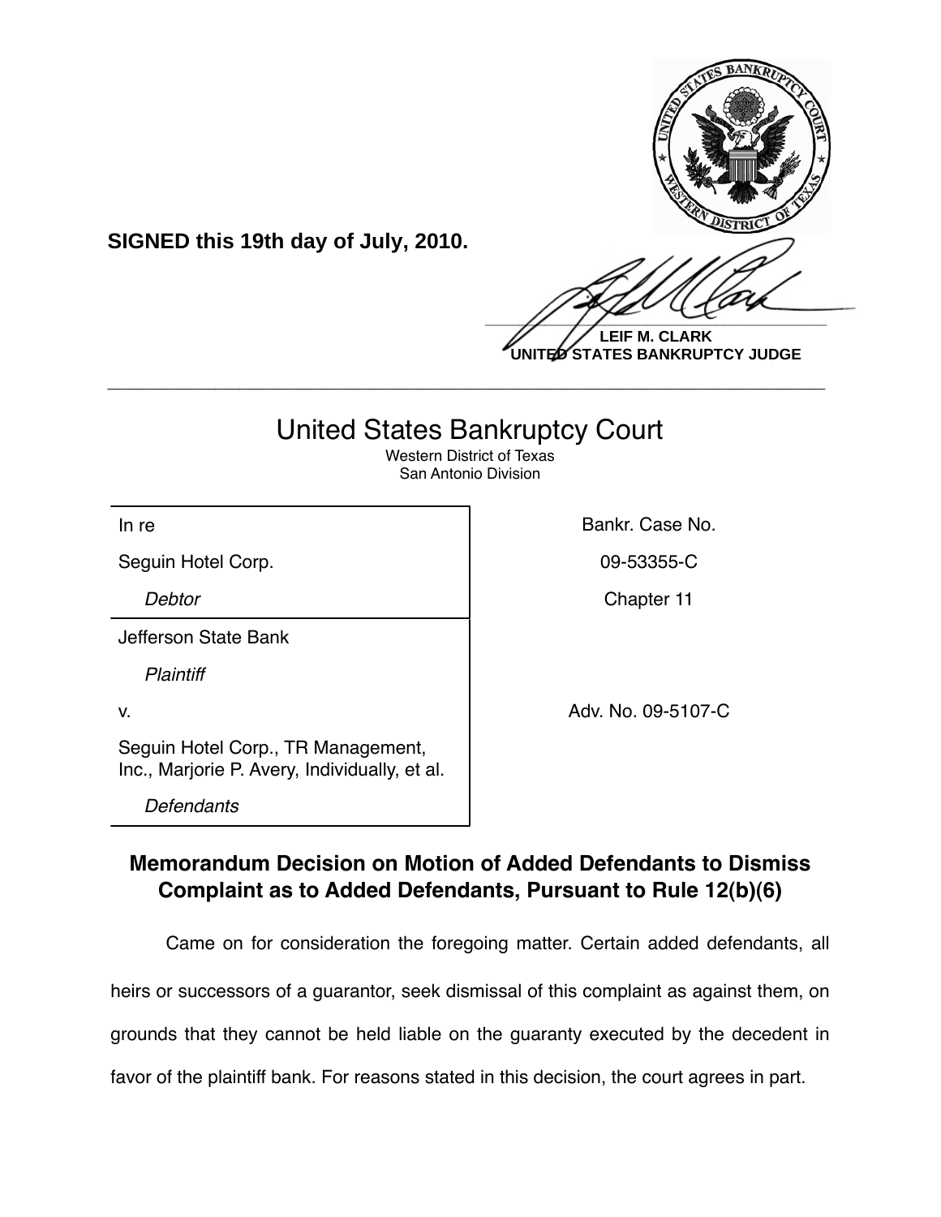**SIGNED this 19th day of July, 2010.**

**LEIF M. CLARK**
**UNITED STATES BANKRUPTCY JUDGE**

---

# United States Bankruptcy Court

Western District of Texas
San Antonio Division

| | |
|---|---|
| In re | Bankr. Case No. |
| Seguin Hotel Corp. | 09-53355-C |
| *Debtor* | Chapter 11 |
| Jefferson State Bank | |
| *Plaintiff* | |
| v. | Adv. No. 09-5107-C |
| Seguin Hotel Corp., TR Management, Inc., Marjorie P. Avery, Individually, et al. | |
| *Defendants* | |

## Memorandum Decision on Motion of Added Defendants to Dismiss Complaint as to Added Defendants, Pursuant to Rule 12(b)(6)

Came on for consideration the foregoing matter. Certain added defendants, all heirs or successors of a guarantor, seek dismissal of this complaint as against them, on grounds that they cannot be held liable on the guaranty executed by the decedent in favor of the plaintiff bank. For reasons stated in this decision, the court agrees in part.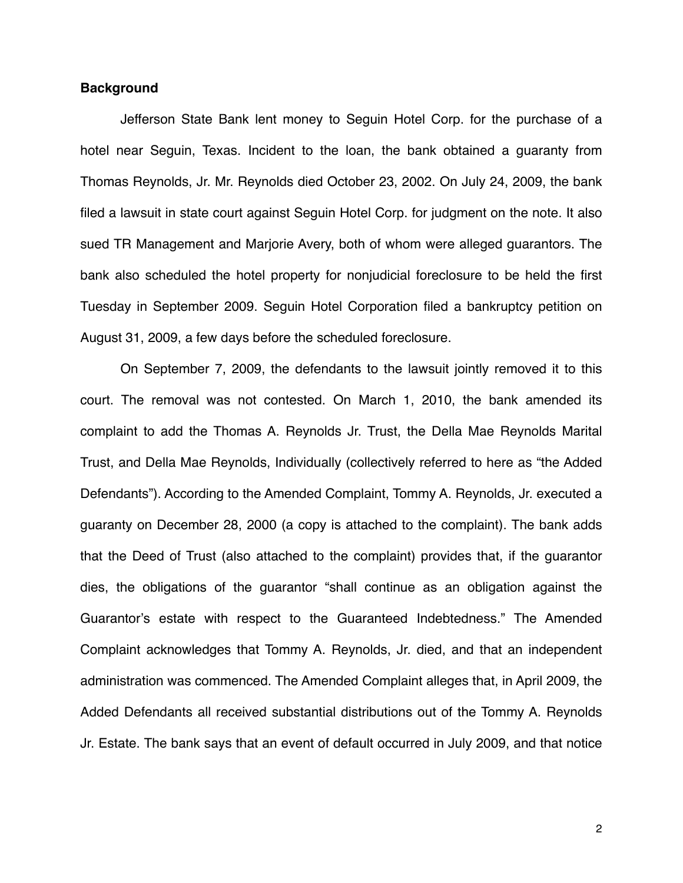**Background**

Jefferson State Bank lent money to Seguin Hotel Corp. for the purchase of a hotel near Seguin, Texas. Incident to the loan, the bank obtained a guaranty from Thomas Reynolds, Jr. Mr. Reynolds died October 23, 2002. On July 24, 2009, the bank filed a lawsuit in state court against Seguin Hotel Corp. for judgment on the note. It also sued TR Management and Marjorie Avery, both of whom were alleged guarantors. The bank also scheduled the hotel property for nonjudicial foreclosure to be held the first Tuesday in September 2009. Seguin Hotel Corporation filed a bankruptcy petition on August 31, 2009, a few days before the scheduled foreclosure.

On September 7, 2009, the defendants to the lawsuit jointly removed it to this court. The removal was not contested. On March 1, 2010, the bank amended its complaint to add the Thomas A. Reynolds Jr. Trust, the Della Mae Reynolds Marital Trust, and Della Mae Reynolds, Individually (collectively referred to here as "the Added Defendants"). According to the Amended Complaint, Tommy A. Reynolds, Jr. executed a guaranty on December 28, 2000 (a copy is attached to the complaint). The bank adds that the Deed of Trust (also attached to the complaint) provides that, if the guarantor dies, the obligations of the guarantor "shall continue as an obligation against the Guarantor's estate with respect to the Guaranteed Indebtedness." The Amended Complaint acknowledges that Tommy A. Reynolds, Jr. died, and that an independent administration was commenced. The Amended Complaint alleges that, in April 2009, the Added Defendants all received substantial distributions out of the Tommy A. Reynolds Jr. Estate. The bank says that an event of default occurred in July 2009, and that notice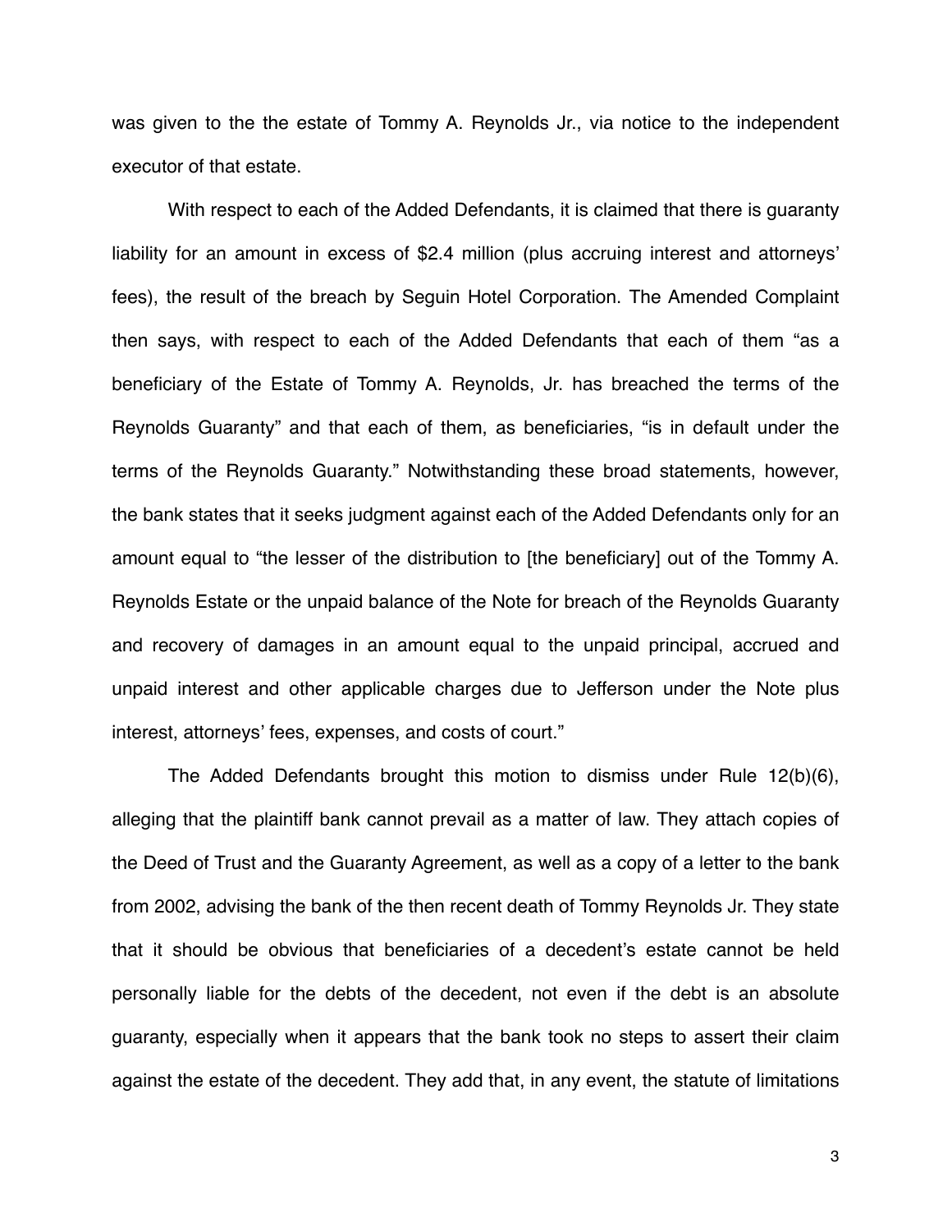was given to the the estate of Tommy A. Reynolds Jr., via notice to the independent executor of that estate.

With respect to each of the Added Defendants, it is claimed that there is guaranty liability for an amount in excess of $2.4 million (plus accruing interest and attorneys' fees), the result of the breach by Seguin Hotel Corporation. The Amended Complaint then says, with respect to each of the Added Defendants that each of them "as a beneficiary of the Estate of Tommy A. Reynolds, Jr. has breached the terms of the Reynolds Guaranty" and that each of them, as beneficiaries, "is in default under the terms of the Reynolds Guaranty." Notwithstanding these broad statements, however, the bank states that it seeks judgment against each of the Added Defendants only for an amount equal to "the lesser of the distribution to [the beneficiary] out of the Tommy A. Reynolds Estate or the unpaid balance of the Note for breach of the Reynolds Guaranty and recovery of damages in an amount equal to the unpaid principal, accrued and unpaid interest and other applicable charges due to Jefferson under the Note plus interest, attorneys' fees, expenses, and costs of court."

The Added Defendants brought this motion to dismiss under Rule 12(b)(6), alleging that the plaintiff bank cannot prevail as a matter of law. They attach copies of the Deed of Trust and the Guaranty Agreement, as well as a copy of a letter to the bank from 2002, advising the bank of the then recent death of Tommy Reynolds Jr. They state that it should be obvious that beneficiaries of a decedent's estate cannot be held personally liable for the debts of the decedent, not even if the debt is an absolute guaranty, especially when it appears that the bank took no steps to assert their claim against the estate of the decedent. They add that, in any event, the statute of limitations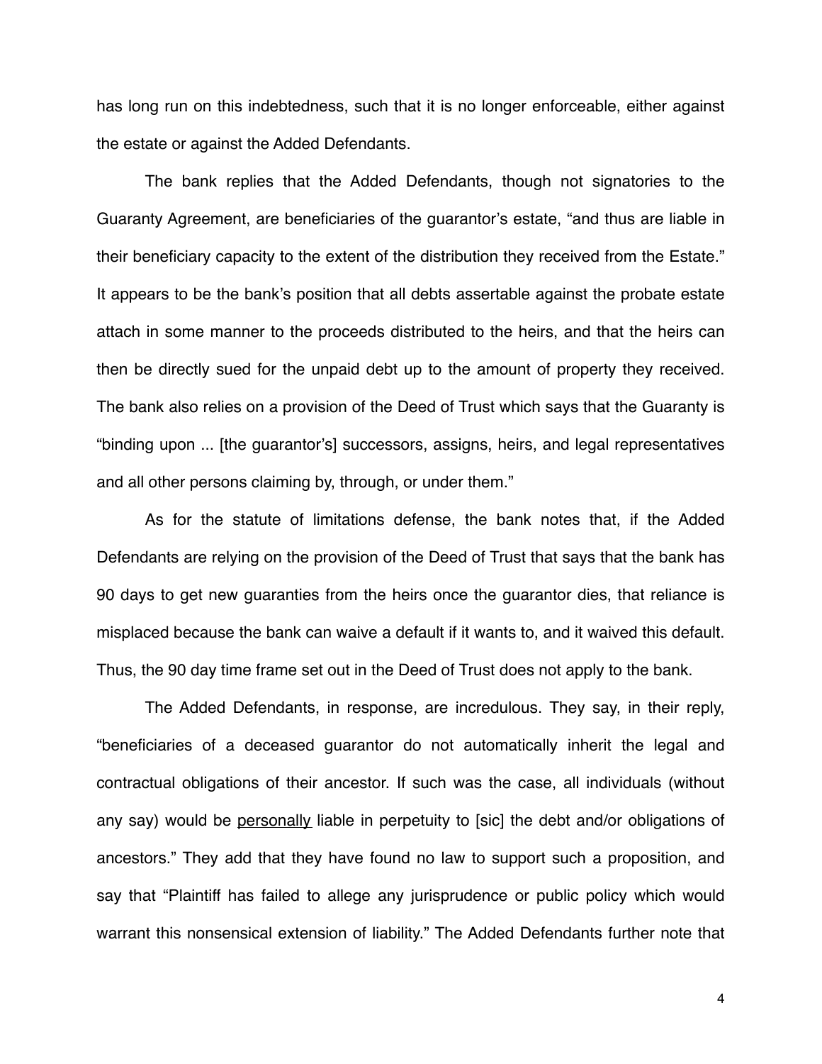has long run on this indebtedness, such that it is no longer enforceable, either against the estate or against the Added Defendants.

The bank replies that the Added Defendants, though not signatories to the Guaranty Agreement, are beneficiaries of the guarantor's estate, "and thus are liable in their beneficiary capacity to the extent of the distribution they received from the Estate." It appears to be the bank's position that all debts assertable against the probate estate attach in some manner to the proceeds distributed to the heirs, and that the heirs can then be directly sued for the unpaid debt up to the amount of property they received. The bank also relies on a provision of the Deed of Trust which says that the Guaranty is "binding upon ... [the guarantor's] successors, assigns, heirs, and legal representatives and all other persons claiming by, through, or under them."

As for the statute of limitations defense, the bank notes that, if the Added Defendants are relying on the provision of the Deed of Trust that says that the bank has 90 days to get new guaranties from the heirs once the guarantor dies, that reliance is misplaced because the bank can waive a default if it wants to, and it waived this default. Thus, the 90 day time frame set out in the Deed of Trust does not apply to the bank.

The Added Defendants, in response, are incredulous. They say, in their reply, "beneficiaries of a deceased guarantor do not automatically inherit the legal and contractual obligations of their ancestor. If such was the case, all individuals (without any say) would be <u>personally</u> liable in perpetuity to [sic] the debt and/or obligations of ancestors." They add that they have found no law to support such a proposition, and say that "Plaintiff has failed to allege any jurisprudence or public policy which would warrant this nonsensical extension of liability." The Added Defendants further note that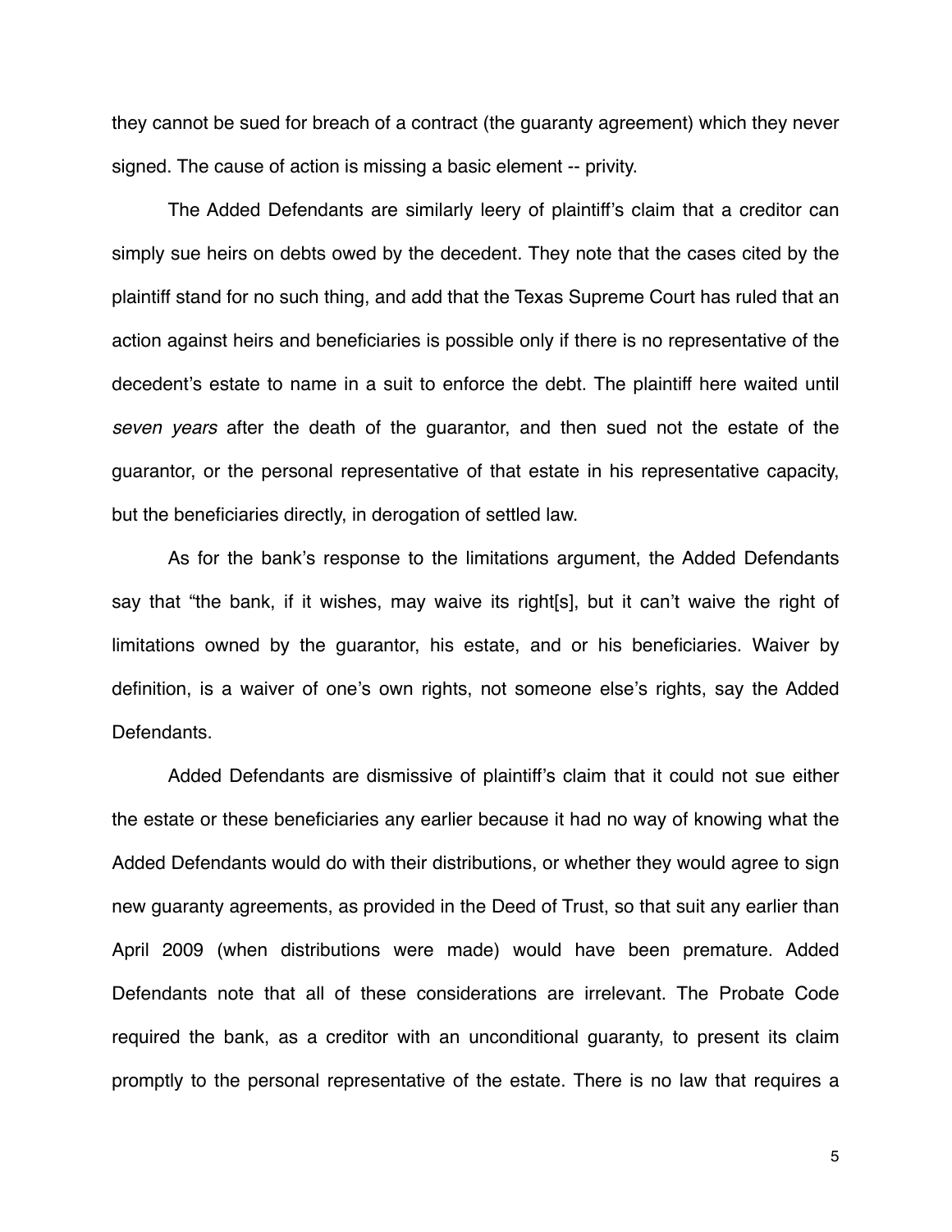they cannot be sued for breach of a contract (the guaranty agreement) which they never signed. The cause of action is missing a basic element -- privity.

The Added Defendants are similarly leery of plaintiff's claim that a creditor can simply sue heirs on debts owed by the decedent. They note that the cases cited by the plaintiff stand for no such thing, and add that the Texas Supreme Court has ruled that an action against heirs and beneficiaries is possible only if there is no representative of the decedent's estate to name in a suit to enforce the debt. The plaintiff here waited until *seven years* after the death of the guarantor, and then sued not the estate of the guarantor, or the personal representative of that estate in his representative capacity, but the beneficiaries directly, in derogation of settled law.

As for the bank's response to the limitations argument, the Added Defendants say that "the bank, if it wishes, may waive its right[s], but it can't waive the right of limitations owned by the guarantor, his estate, and or his beneficiaries. Waiver by definition, is a waiver of one's own rights, not someone else's rights, say the Added Defendants.

Added Defendants are dismissive of plaintiff's claim that it could not sue either the estate or these beneficiaries any earlier because it had no way of knowing what the Added Defendants would do with their distributions, or whether they would agree to sign new guaranty agreements, as provided in the Deed of Trust, so that suit any earlier than April 2009 (when distributions were made) would have been premature. Added Defendants note that all of these considerations are irrelevant. The Probate Code required the bank, as a creditor with an unconditional guaranty, to present its claim promptly to the personal representative of the estate. There is no law that requires a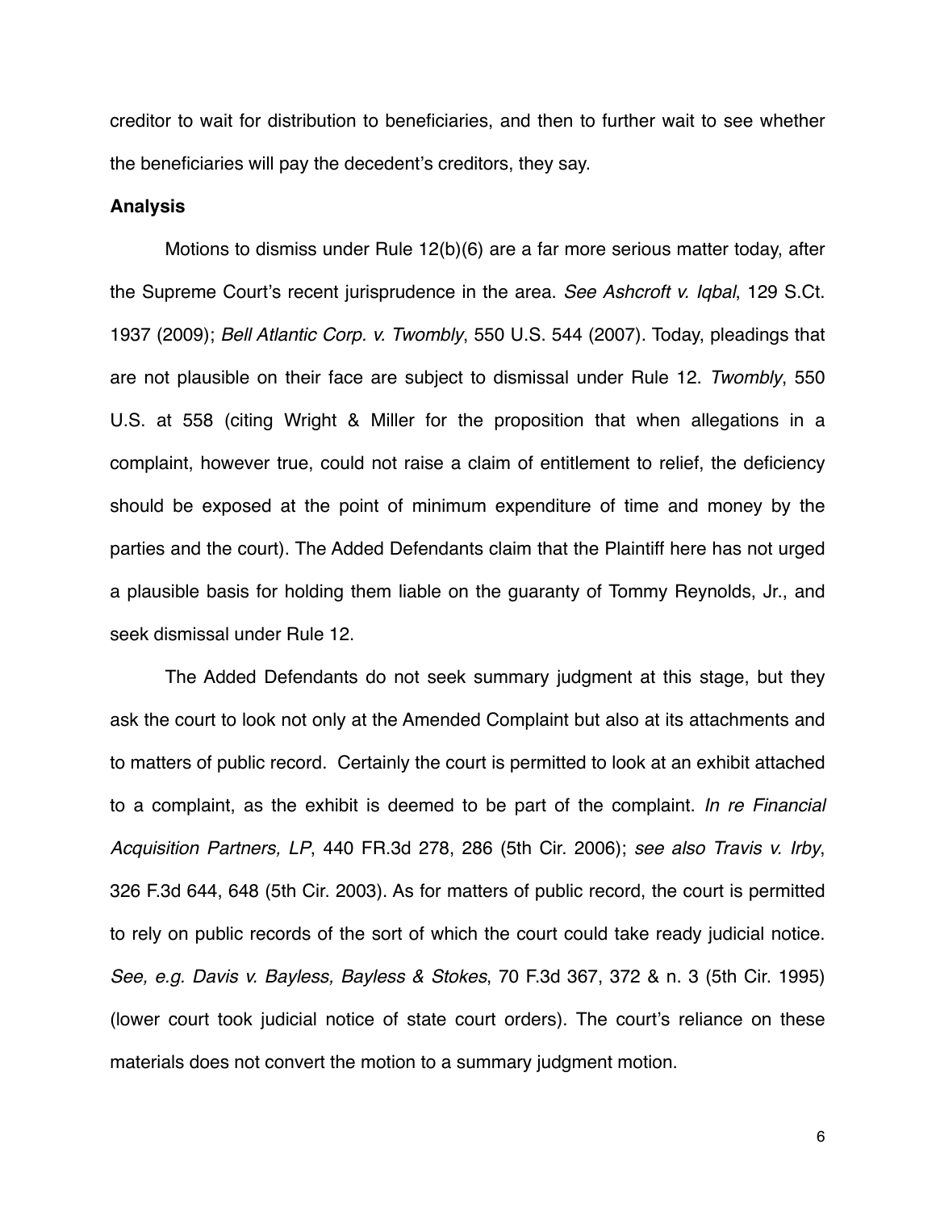creditor to wait for distribution to beneficiaries, and then to further wait to see whether the beneficiaries will pay the decedent's creditors, they say.

**Analysis**

Motions to dismiss under Rule 12(b)(6) are a far more serious matter today, after the Supreme Court's recent jurisprudence in the area. *See Ashcroft v. Iqbal*, 129 S.Ct. 1937 (2009); *Bell Atlantic Corp. v. Twombly*, 550 U.S. 544 (2007). Today, pleadings that are not plausible on their face are subject to dismissal under Rule 12. *Twombly*, 550 U.S. at 558 (citing Wright & Miller for the proposition that when allegations in a complaint, however true, could not raise a claim of entitlement to relief, the deficiency should be exposed at the point of minimum expenditure of time and money by the parties and the court). The Added Defendants claim that the Plaintiff here has not urged a plausible basis for holding them liable on the guaranty of Tommy Reynolds, Jr., and seek dismissal under Rule 12.

The Added Defendants do not seek summary judgment at this stage, but they ask the court to look not only at the Amended Complaint but also at its attachments and to matters of public record. Certainly the court is permitted to look at an exhibit attached to a complaint, as the exhibit is deemed to be part of the complaint. *In re Financial Acquisition Partners, LP*, 440 FR.3d 278, 286 (5th Cir. 2006); *see also Travis v. Irby*, 326 F.3d 644, 648 (5th Cir. 2003). As for matters of public record, the court is permitted to rely on public records of the sort of which the court could take ready judicial notice. *See, e.g. Davis v. Bayless, Bayless & Stokes*, 70 F.3d 367, 372 & n. 3 (5th Cir. 1995) (lower court took judicial notice of state court orders). The court's reliance on these materials does not convert the motion to a summary judgment motion.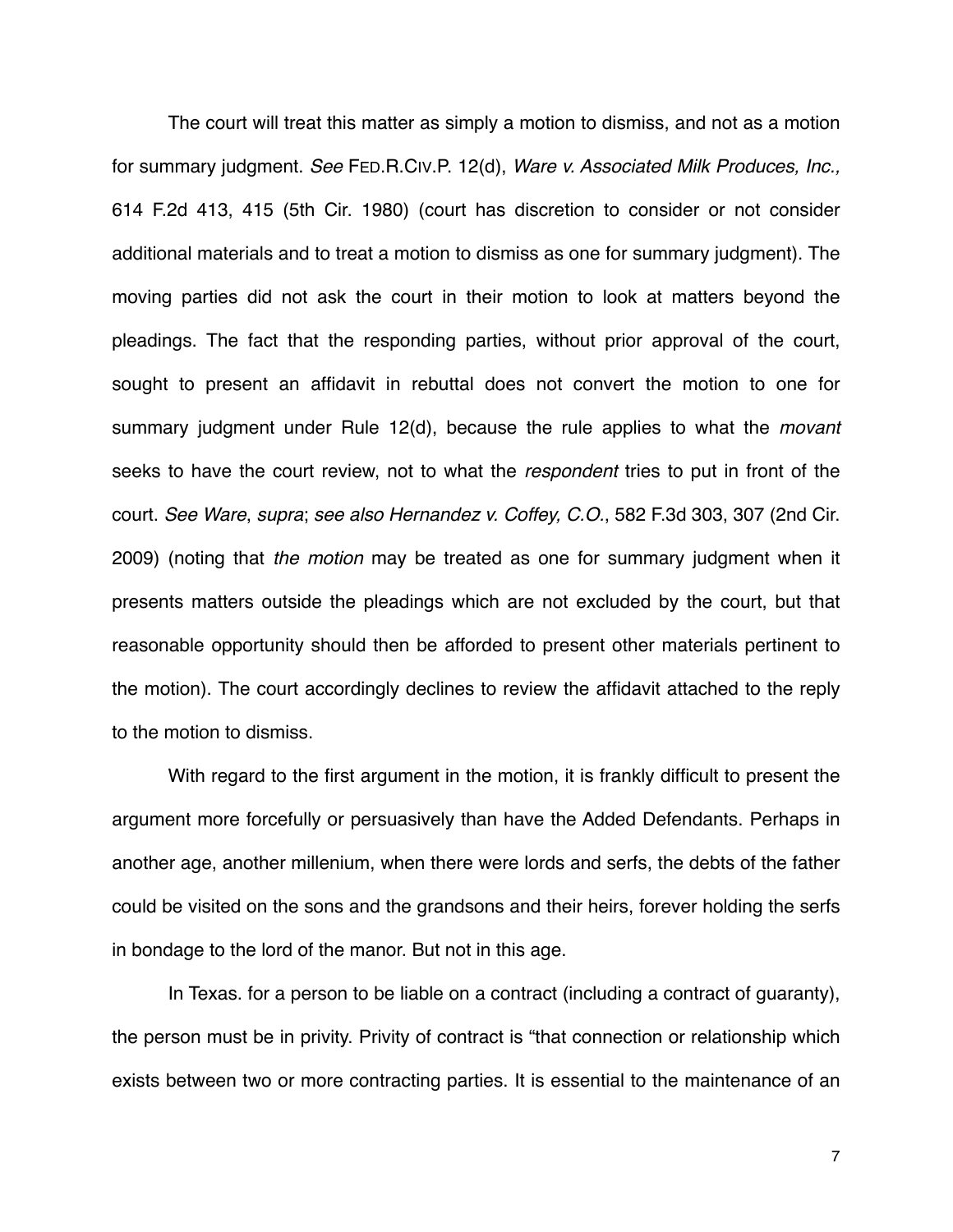The court will treat this matter as simply a motion to dismiss, and not as a motion for summary judgment. *See* FED.R.CIV.P. 12(d), *Ware v. Associated Milk Produces, Inc.,* 614 F.2d 413, 415 (5th Cir. 1980) (court has discretion to consider or not consider additional materials and to treat a motion to dismiss as one for summary judgment). The moving parties did not ask the court in their motion to look at matters beyond the pleadings. The fact that the responding parties, without prior approval of the court, sought to present an affidavit in rebuttal does not convert the motion to one for summary judgment under Rule 12(d), because the rule applies to what the *movant* seeks to have the court review, not to what the *respondent* tries to put in front of the court. *See Ware*, *supra*; *see also Hernandez v. Coffey, C.O.*, 582 F.3d 303, 307 (2nd Cir. 2009) (noting that *the motion* may be treated as one for summary judgment when it presents matters outside the pleadings which are not excluded by the court, but that reasonable opportunity should then be afforded to present other materials pertinent to the motion). The court accordingly declines to review the affidavit attached to the reply to the motion to dismiss.

With regard to the first argument in the motion, it is frankly difficult to present the argument more forcefully or persuasively than have the Added Defendants. Perhaps in another age, another millenium, when there were lords and serfs, the debts of the father could be visited on the sons and the grandsons and their heirs, forever holding the serfs in bondage to the lord of the manor. But not in this age.

In Texas. for a person to be liable on a contract (including a contract of guaranty), the person must be in privity. Privity of contract is "that connection or relationship which exists between two or more contracting parties. It is essential to the maintenance of an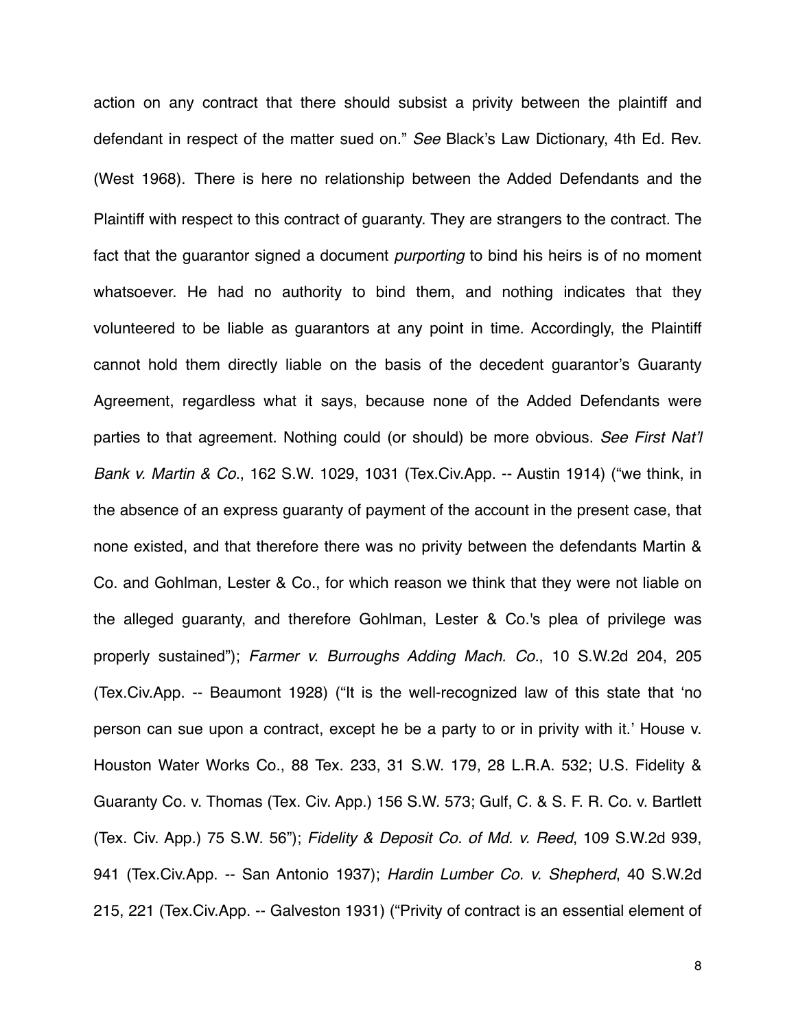action on any contract that there should subsist a privity between the plaintiff and defendant in respect of the matter sued on." *See* Black's Law Dictionary, 4th Ed. Rev. (West 1968). There is here no relationship between the Added Defendants and the Plaintiff with respect to this contract of guaranty. They are strangers to the contract. The fact that the guarantor signed a document *purporting* to bind his heirs is of no moment whatsoever. He had no authority to bind them, and nothing indicates that they volunteered to be liable as guarantors at any point in time. Accordingly, the Plaintiff cannot hold them directly liable on the basis of the decedent guarantor's Guaranty Agreement, regardless what it says, because none of the Added Defendants were parties to that agreement. Nothing could (or should) be more obvious. *See First Nat'l Bank v. Martin & Co.*, 162 S.W. 1029, 1031 (Tex.Civ.App. -- Austin 1914) ("we think, in the absence of an express guaranty of payment of the account in the present case, that none existed, and that therefore there was no privity between the defendants Martin & Co. and Gohlman, Lester & Co., for which reason we think that they were not liable on the alleged guaranty, and therefore Gohlman, Lester & Co.'s plea of privilege was properly sustained"); *Farmer v. Burroughs Adding Mach. Co.*, 10 S.W.2d 204, 205 (Tex.Civ.App. -- Beaumont 1928) ("It is the well-recognized law of this state that 'no person can sue upon a contract, except he be a party to or in privity with it.' House v. Houston Water Works Co., 88 Tex. 233, 31 S.W. 179, 28 L.R.A. 532; U.S. Fidelity & Guaranty Co. v. Thomas (Tex. Civ. App.) 156 S.W. 573; Gulf, C. & S. F. R. Co. v. Bartlett (Tex. Civ. App.) 75 S.W. 56"); *Fidelity & Deposit Co. of Md. v. Reed*, 109 S.W.2d 939, 941 (Tex.Civ.App. -- San Antonio 1937); *Hardin Lumber Co. v. Shepherd*, 40 S.W.2d 215, 221 (Tex.Civ.App. -- Galveston 1931) ("Privity of contract is an essential element of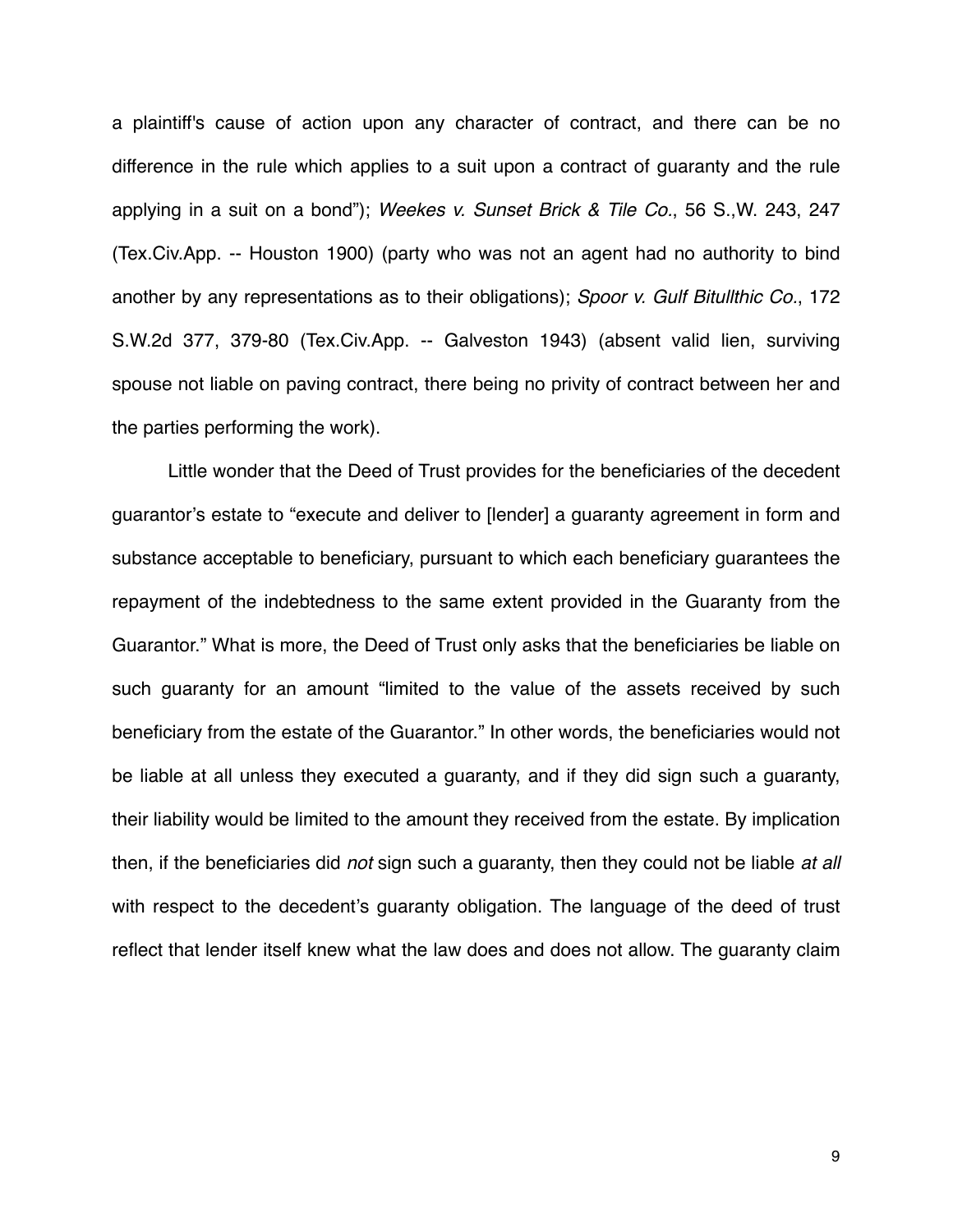a plaintiff's cause of action upon any character of contract, and there can be no difference in the rule which applies to a suit upon a contract of guaranty and the rule applying in a suit on a bond"); *Weekes v. Sunset Brick & Tile Co.*, 56 S.,W. 243, 247 (Tex.Civ.App. -- Houston 1900) (party who was not an agent had no authority to bind another by any representations as to their obligations); *Spoor v. Gulf Bitullthic Co.*, 172 S.W.2d 377, 379-80 (Tex.Civ.App. -- Galveston 1943) (absent valid lien, surviving spouse not liable on paving contract, there being no privity of contract between her and the parties performing the work).

Little wonder that the Deed of Trust provides for the beneficiaries of the decedent guarantor's estate to "execute and deliver to [lender] a guaranty agreement in form and substance acceptable to beneficiary, pursuant to which each beneficiary guarantees the repayment of the indebtedness to the same extent provided in the Guaranty from the Guarantor." What is more, the Deed of Trust only asks that the beneficiaries be liable on such guaranty for an amount "limited to the value of the assets received by such beneficiary from the estate of the Guarantor." In other words, the beneficiaries would not be liable at all unless they executed a guaranty, and if they did sign such a guaranty, their liability would be limited to the amount they received from the estate. By implication then, if the beneficiaries did *not* sign such a guaranty, then they could not be liable *at all* with respect to the decedent's guaranty obligation. The language of the deed of trust reflect that lender itself knew what the law does and does not allow. The guaranty claim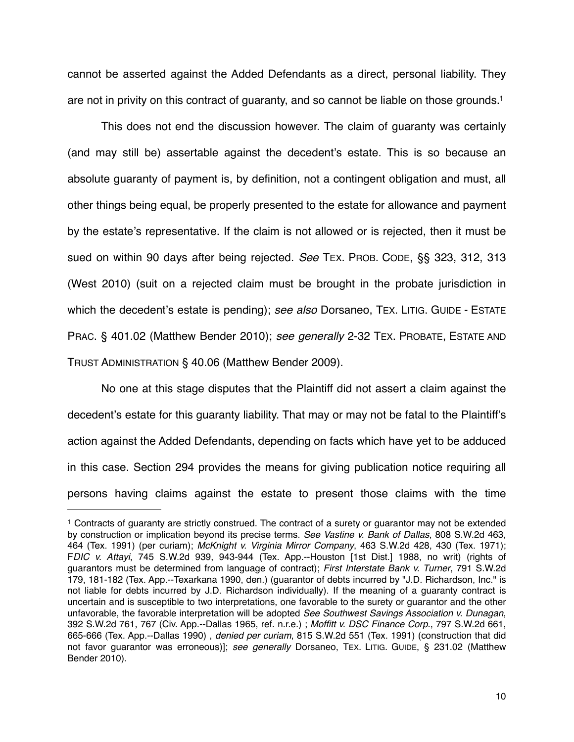cannot be asserted against the Added Defendants as a direct, personal liability. They are not in privity on this contract of guaranty, and so cannot be liable on those grounds.[1]

This does not end the discussion however. The claim of guaranty was certainly (and may still be) assertable against the decedent's estate. This is so because an absolute guaranty of payment is, by definition, not a contingent obligation and must, all other things being equal, be properly presented to the estate for allowance and payment by the estate's representative. If the claim is not allowed or is rejected, then it must be sued on within 90 days after being rejected. *See* TEX. PROB. CODE, §§ 323, 312, 313 (West 2010) (suit on a rejected claim must be brought in the probate jurisdiction in which the decedent's estate is pending); *see also* Dorsaneo, TEX. LITIG. GUIDE - ESTATE PRAC. § 401.02 (Matthew Bender 2010); *see generally* 2-32 TEX. PROBATE, ESTATE AND TRUST ADMINISTRATION § 40.06 (Matthew Bender 2009).

No one at this stage disputes that the Plaintiff did not assert a claim against the decedent's estate for this guaranty liability. That may or may not be fatal to the Plaintiff's action against the Added Defendants, depending on facts which have yet to be adduced in this case. Section 294 provides the means for giving publication notice requiring all persons having claims against the estate to present those claims with the time

---

[1] Contracts of guaranty are strictly construed. The contract of a surety or guarantor may not be extended by construction or implication beyond its precise terms. *See Vastine v. Bank of Dallas*, 808 S.W.2d 463, 464 (Tex. 1991) (per curiam); *McKnight v. Virginia Mirror Company*, 463 S.W.2d 428, 430 (Tex. 1971); F*DIC v. Attayi*, 745 S.W.2d 939, 943-944 (Tex. App.--Houston [1st Dist.] 1988, no writ) (rights of guarantors must be determined from language of contract); *First Interstate Bank v. Turner*, 791 S.W.2d 179, 181-182 (Tex. App.--Texarkana 1990, den.) (guarantor of debts incurred by "J.D. Richardson, Inc." is not liable for debts incurred by J.D. Richardson individually). If the meaning of a guaranty contract is uncertain and is susceptible to two interpretations, one favorable to the surety or guarantor and the other unfavorable, the favorable interpretation will be adopted *See Southwest Savings Association v. Dunagan*, 392 S.W.2d 761, 767 (Civ. App.--Dallas 1965, ref. n.r.e.) ; *Moffitt v. DSC Finance Corp*., 797 S.W.2d 661, 665-666 (Tex. App.--Dallas 1990) , *denied per curiam*, 815 S.W.2d 551 (Tex. 1991) (construction that did not favor guarantor was erroneous)]; *see generally* Dorsaneo, TEX. LITIG. GUIDE, § 231.02 (Matthew Bender 2010).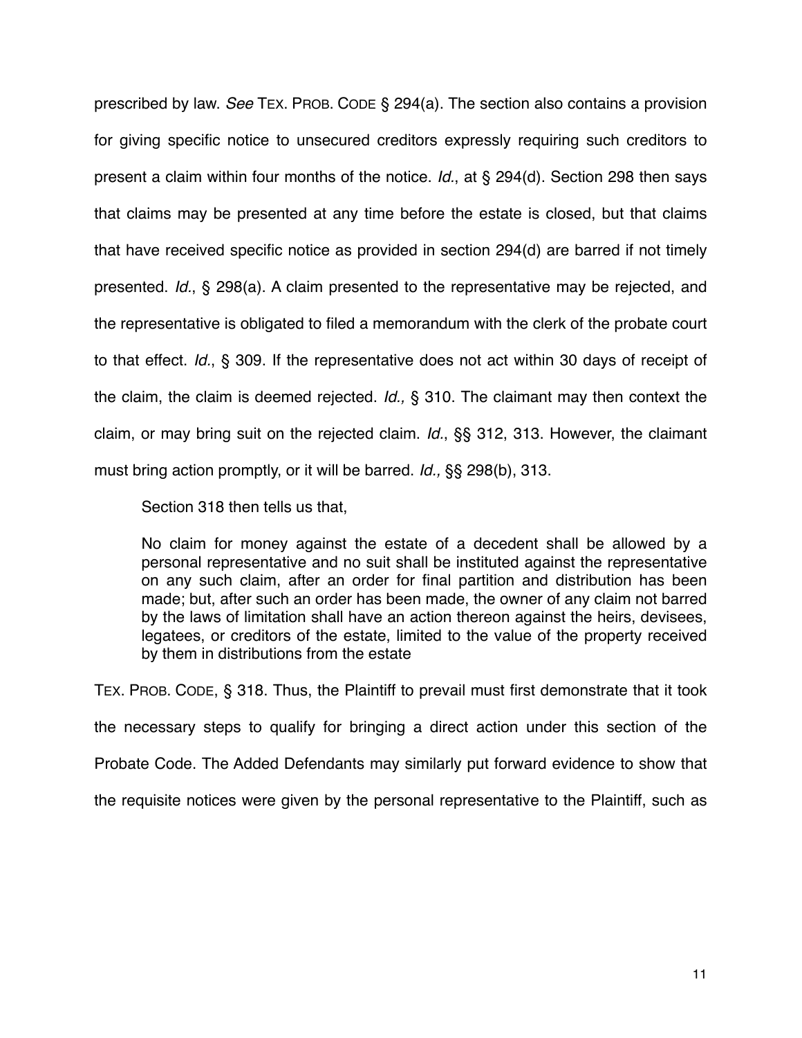prescribed by law. *See* TEX. PROB. CODE § 294(a). The section also contains a provision for giving specific notice to unsecured creditors expressly requiring such creditors to present a claim within four months of the notice. *Id.*, at § 294(d). Section 298 then says that claims may be presented at any time before the estate is closed, but that claims that have received specific notice as provided in section 294(d) are barred if not timely presented. *Id.*, § 298(a). A claim presented to the representative may be rejected, and the representative is obligated to filed a memorandum with the clerk of the probate court to that effect. *Id.*, § 309. If the representative does not act within 30 days of receipt of the claim, the claim is deemed rejected. *Id.,* § 310. The claimant may then context the claim, or may bring suit on the rejected claim. *Id.*, §§ 312, 313. However, the claimant must bring action promptly, or it will be barred. *Id.,* §§ 298(b), 313.

Section 318 then tells us that,

> No claim for money against the estate of a decedent shall be allowed by a personal representative and no suit shall be instituted against the representative on any such claim, after an order for final partition and distribution has been made; but, after such an order has been made, the owner of any claim not barred by the laws of limitation shall have an action thereon against the heirs, devisees, legatees, or creditors of the estate, limited to the value of the property received by them in distributions from the estate

TEX. PROB. CODE, § 318. Thus, the Plaintiff to prevail must first demonstrate that it took the necessary steps to qualify for bringing a direct action under this section of the Probate Code. The Added Defendants may similarly put forward evidence to show that the requisite notices were given by the personal representative to the Plaintiff, such as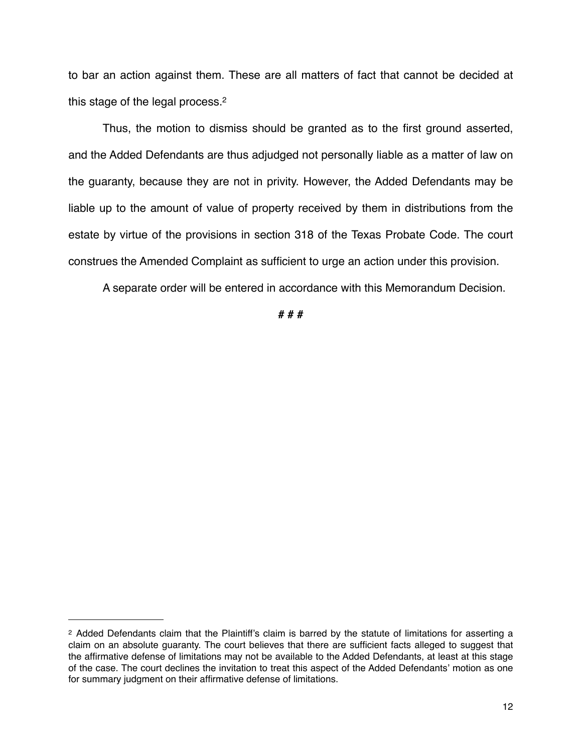to bar an action against them. These are all matters of fact that cannot be decided at this stage of the legal process.[2]

Thus, the motion to dismiss should be granted as to the first ground asserted, and the Added Defendants are thus adjudged not personally liable as a matter of law on the guaranty, because they are not in privity. However, the Added Defendants may be liable up to the amount of value of property received by them in distributions from the estate by virtue of the provisions in section 318 of the Texas Probate Code. The court construes the Amended Complaint as sufficient to urge an action under this provision.

A separate order will be entered in accordance with this Memorandum Decision.

**# # #**

---

[2] Added Defendants claim that the Plaintiff's claim is barred by the statute of limitations for asserting a claim on an absolute guaranty. The court believes that there are sufficient facts alleged to suggest that the affirmative defense of limitations may not be available to the Added Defendants, at least at this stage of the case. The court declines the invitation to treat this aspect of the Added Defendants' motion as one for summary judgment on their affirmative defense of limitations.